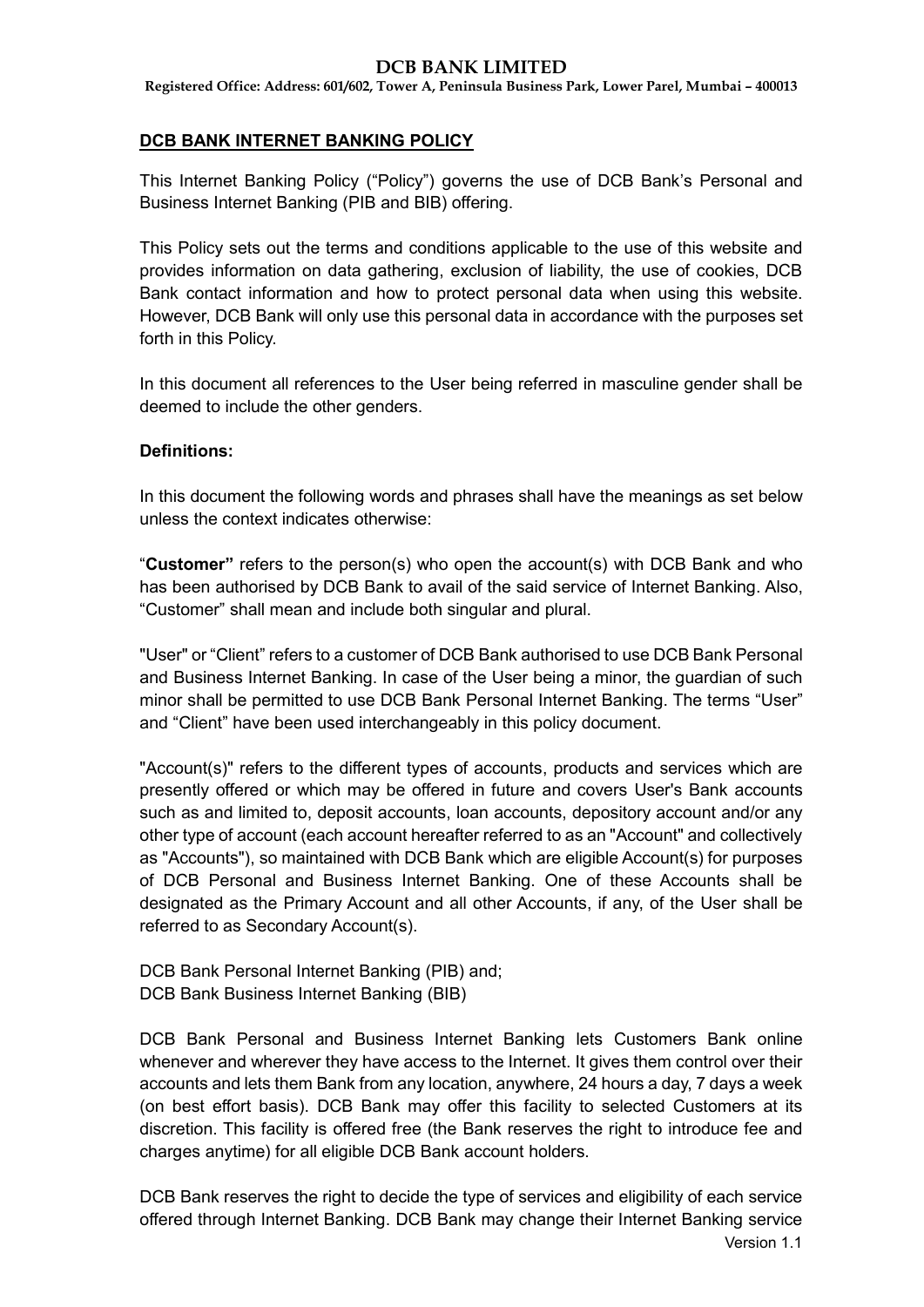# DCB BANK LIMITED

**Registered Office: Address: 601/602, Tower A, Peninsula Business Park, Lower Parel, Mumbai – 400013**

## DCB BANK INTERNET BANKING POLICY

This Internet Banking Policy ("Policy") governs the use of DCB Bank's Personal and Business Internet Banking (PIB and BIB) offering.

This Policy sets out the terms and conditions applicable to the use of this website and provides information on data gathering, exclusion of liability, the use of cookies, DCB Bank contact information and how to protect personal data when using this website. However, DCB Bank will only use this personal data in accordance with the purposes set forth in this Policy.

In this document all references to the User being referred in masculine gender shall be deemed to include the other genders.

**Definitions:**

In this document the following words and phrases shall have the meanings as set below unless the context indicates otherwise:

"**Customer"** refers to the person(s) who open the account(s) with DCB Bank and who has been authorised by DCB Bank to avail of the said service of Internet Banking. Also, "Customer" shall mean and include both singular and plural.

"User" or "Client" refers to a customer of DCB Bank authorised to use DCB Bank Personal and Business Internet Banking. In case of the User being a minor, the guardian of such minor shall be permitted to use DCB Bank Personal Internet Banking. The terms "User" and "Client" have been used interchangeably in this policy document.

"Account(s)" refers to the different types of accounts, products and services which are presently offered or which may be offered in future and covers User's Bank accounts such as and limited to, deposit accounts, loan accounts, depository account and/or any other type of account (each account hereafter referred to as an "Account" and collectively as "Accounts"), so maintained with DCB Bank which are eligible Account(s) for purposes of DCB Personal and Business Internet Banking. One of these Accounts shall be designated as the Primary Account and all other Accounts, if any, of the User shall be referred to as Secondary Account(s).

DCB Bank Personal Internet Banking (PIB) and;
DCB Bank Business Internet Banking (BIB)

DCB Bank Personal and Business Internet Banking lets Customers Bank online whenever and wherever they have access to the Internet. It gives them control over their accounts and lets them Bank from any location, anywhere, 24 hours a day, 7 days a week (on best effort basis). DCB Bank may offer this facility to selected Customers at its discretion. This facility is offered free (the Bank reserves the right to introduce fee and charges anytime) for all eligible DCB Bank account holders.

DCB Bank reserves the right to decide the type of services and eligibility of each service offered through Internet Banking. DCB Bank may change their Internet Banking service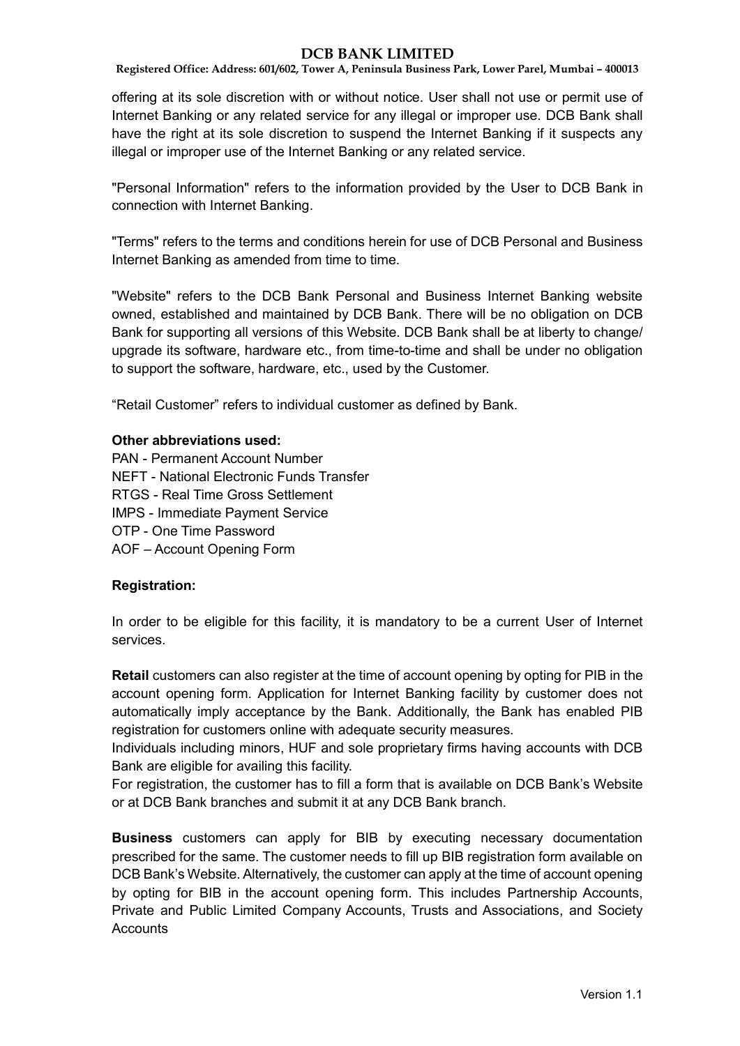offering at its sole discretion with or without notice. User shall not use or permit use of Internet Banking or any related service for any illegal or improper use. DCB Bank shall have the right at its sole discretion to suspend the Internet Banking if it suspects any illegal or improper use of the Internet Banking or any related service.

"Personal Information" refers to the information provided by the User to DCB Bank in connection with Internet Banking.

"Terms" refers to the terms and conditions herein for use of DCB Personal and Business Internet Banking as amended from time to time.

"Website" refers to the DCB Bank Personal and Business Internet Banking website owned, established and maintained by DCB Bank. There will be no obligation on DCB Bank for supporting all versions of this Website. DCB Bank shall be at liberty to change/ upgrade its software, hardware etc., from time-to-time and shall be under no obligation to support the software, hardware, etc., used by the Customer.

"Retail Customer" refers to individual customer as defined by Bank.

**Other abbreviations used:**

PAN - Permanent Account Number
NEFT - National Electronic Funds Transfer
RTGS - Real Time Gross Settlement
IMPS - Immediate Payment Service
OTP - One Time Password
AOF – Account Opening Form

**Registration:**

In order to be eligible for this facility, it is mandatory to be a current User of Internet services.

**Retail** customers can also register at the time of account opening by opting for PIB in the account opening form. Application for Internet Banking facility by customer does not automatically imply acceptance by the Bank. Additionally, the Bank has enabled PIB registration for customers online with adequate security measures.
Individuals including minors, HUF and sole proprietary firms having accounts with DCB Bank are eligible for availing this facility.
For registration, the customer has to fill a form that is available on DCB Bank's Website or at DCB Bank branches and submit it at any DCB Bank branch.

**Business** customers can apply for BIB by executing necessary documentation prescribed for the same. The customer needs to fill up BIB registration form available on DCB Bank's Website. Alternatively, the customer can apply at the time of account opening by opting for BIB in the account opening form. This includes Partnership Accounts, Private and Public Limited Company Accounts, Trusts and Associations, and Society Accounts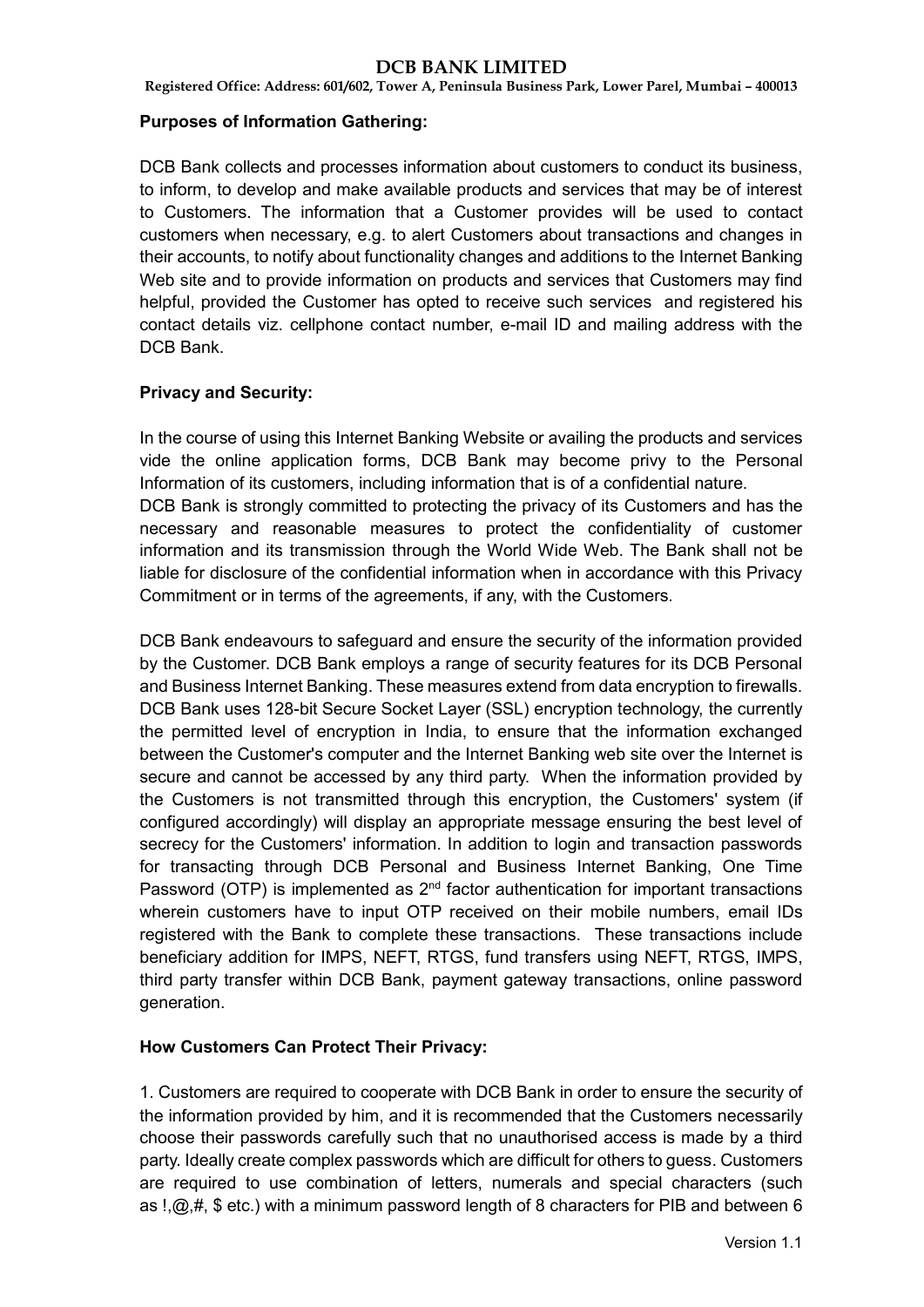**Purposes of Information Gathering:**

DCB Bank collects and processes information about customers to conduct its business, to inform, to develop and make available products and services that may be of interest to Customers. The information that a Customer provides will be used to contact customers when necessary, e.g. to alert Customers about transactions and changes in their accounts, to notify about functionality changes and additions to the Internet Banking Web site and to provide information on products and services that Customers may find helpful, provided the Customer has opted to receive such services and registered his contact details viz. cellphone contact number, e-mail ID and mailing address with the DCB Bank.

**Privacy and Security:**

In the course of using this Internet Banking Website or availing the products and services vide the online application forms, DCB Bank may become privy to the Personal Information of its customers, including information that is of a confidential nature.
DCB Bank is strongly committed to protecting the privacy of its Customers and has the necessary and reasonable measures to protect the confidentiality of customer information and its transmission through the World Wide Web. The Bank shall not be liable for disclosure of the confidential information when in accordance with this Privacy Commitment or in terms of the agreements, if any, with the Customers.

DCB Bank endeavours to safeguard and ensure the security of the information provided by the Customer. DCB Bank employs a range of security features for its DCB Personal and Business Internet Banking. These measures extend from data encryption to firewalls. DCB Bank uses 128-bit Secure Socket Layer (SSL) encryption technology, the currently the permitted level of encryption in India, to ensure that the information exchanged between the Customer's computer and the Internet Banking web site over the Internet is secure and cannot be accessed by any third party. When the information provided by the Customers is not transmitted through this encryption, the Customers' system (if configured accordingly) will display an appropriate message ensuring the best level of secrecy for the Customers' information. In addition to login and transaction passwords for transacting through DCB Personal and Business Internet Banking, One Time Password (OTP) is implemented as 2nd factor authentication for important transactions wherein customers have to input OTP received on their mobile numbers, email IDs registered with the Bank to complete these transactions. These transactions include beneficiary addition for IMPS, NEFT, RTGS, fund transfers using NEFT, RTGS, IMPS, third party transfer within DCB Bank, payment gateway transactions, online password generation.

**How Customers Can Protect Their Privacy:**

1. Customers are required to cooperate with DCB Bank in order to ensure the security of the information provided by him, and it is recommended that the Customers necessarily choose their passwords carefully such that no unauthorised access is made by a third party. Ideally create complex passwords which are difficult for others to guess. Customers are required to use combination of letters, numerals and special characters (such as !,@,#, $ etc.) with a minimum password length of 8 characters for PIB and between 6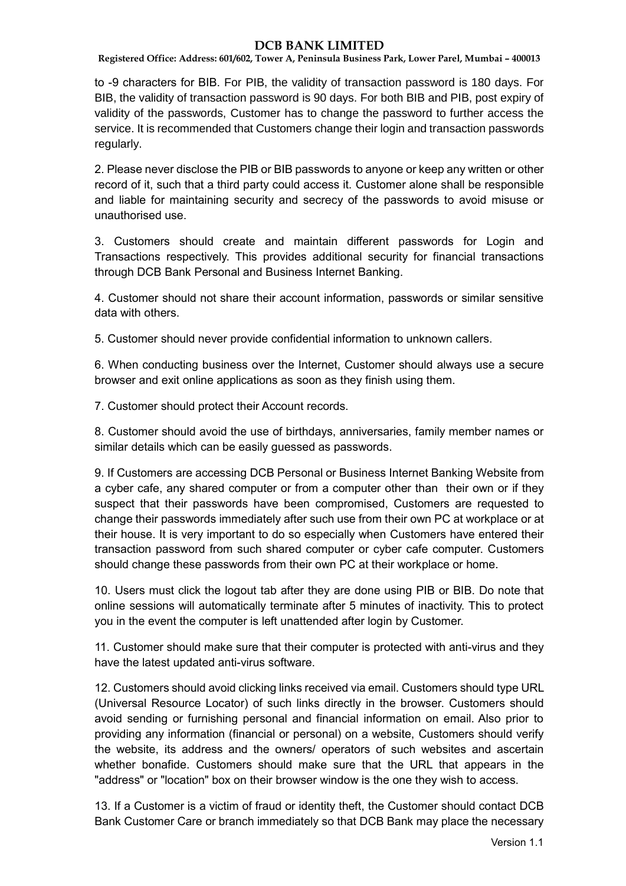to -9 characters for BIB. For PIB, the validity of transaction password is 180 days. For BIB, the validity of transaction password is 90 days. For both BIB and PIB, post expiry of validity of the passwords, Customer has to change the password to further access the service. It is recommended that Customers change their login and transaction passwords regularly.

2. Please never disclose the PIB or BIB passwords to anyone or keep any written or other record of it, such that a third party could access it. Customer alone shall be responsible and liable for maintaining security and secrecy of the passwords to avoid misuse or unauthorised use.

3. Customers should create and maintain different passwords for Login and Transactions respectively. This provides additional security for financial transactions through DCB Bank Personal and Business Internet Banking.

4. Customer should not share their account information, passwords or similar sensitive data with others.

5. Customer should never provide confidential information to unknown callers.

6. When conducting business over the Internet, Customer should always use a secure browser and exit online applications as soon as they finish using them.

7. Customer should protect their Account records.

8. Customer should avoid the use of birthdays, anniversaries, family member names or similar details which can be easily guessed as passwords.

9. If Customers are accessing DCB Personal or Business Internet Banking Website from a cyber cafe, any shared computer or from a computer other than their own or if they suspect that their passwords have been compromised, Customers are requested to change their passwords immediately after such use from their own PC at workplace or at their house. It is very important to do so especially when Customers have entered their transaction password from such shared computer or cyber cafe computer. Customers should change these passwords from their own PC at their workplace or home.

10. Users must click the logout tab after they are done using PIB or BIB. Do note that online sessions will automatically terminate after 5 minutes of inactivity. This to protect you in the event the computer is left unattended after login by Customer.

11. Customer should make sure that their computer is protected with anti-virus and they have the latest updated anti-virus software.

12. Customers should avoid clicking links received via email. Customers should type URL (Universal Resource Locator) of such links directly in the browser. Customers should avoid sending or furnishing personal and financial information on email. Also prior to providing any information (financial or personal) on a website, Customers should verify the website, its address and the owners/ operators of such websites and ascertain whether bonafide. Customers should make sure that the URL that appears in the "address" or "location" box on their browser window is the one they wish to access.

13. If a Customer is a victim of fraud or identity theft, the Customer should contact DCB Bank Customer Care or branch immediately so that DCB Bank may place the necessary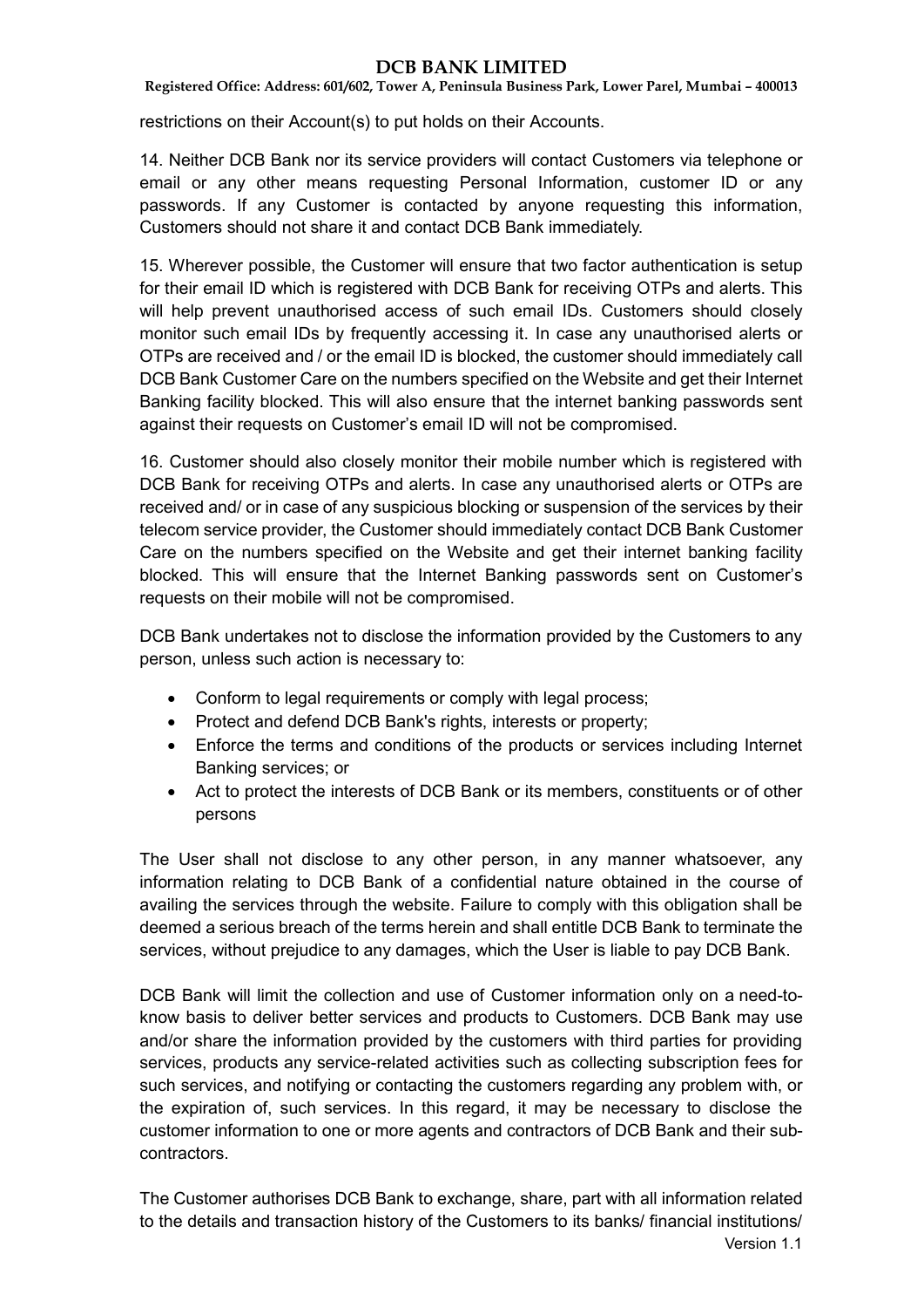restrictions on their Account(s) to put holds on their Accounts.

14. Neither DCB Bank nor its service providers will contact Customers via telephone or email or any other means requesting Personal Information, customer ID or any passwords. If any Customer is contacted by anyone requesting this information, Customers should not share it and contact DCB Bank immediately.

15. Wherever possible, the Customer will ensure that two factor authentication is setup for their email ID which is registered with DCB Bank for receiving OTPs and alerts. This will help prevent unauthorised access of such email IDs. Customers should closely monitor such email IDs by frequently accessing it. In case any unauthorised alerts or OTPs are received and / or the email ID is blocked, the customer should immediately call DCB Bank Customer Care on the numbers specified on the Website and get their Internet Banking facility blocked. This will also ensure that the internet banking passwords sent against their requests on Customer's email ID will not be compromised.

16. Customer should also closely monitor their mobile number which is registered with DCB Bank for receiving OTPs and alerts. In case any unauthorised alerts or OTPs are received and/ or in case of any suspicious blocking or suspension of the services by their telecom service provider, the Customer should immediately contact DCB Bank Customer Care on the numbers specified on the Website and get their internet banking facility blocked. This will ensure that the Internet Banking passwords sent on Customer's requests on their mobile will not be compromised.

DCB Bank undertakes not to disclose the information provided by the Customers to any person, unless such action is necessary to:

- Conform to legal requirements or comply with legal process;
- Protect and defend DCB Bank's rights, interests or property;
- Enforce the terms and conditions of the products or services including Internet Banking services; or
- Act to protect the interests of DCB Bank or its members, constituents or of other persons

The User shall not disclose to any other person, in any manner whatsoever, any information relating to DCB Bank of a confidential nature obtained in the course of availing the services through the website. Failure to comply with this obligation shall be deemed a serious breach of the terms herein and shall entitle DCB Bank to terminate the services, without prejudice to any damages, which the User is liable to pay DCB Bank.

DCB Bank will limit the collection and use of Customer information only on a need-to-know basis to deliver better services and products to Customers. DCB Bank may use and/or share the information provided by the customers with third parties for providing services, products any service-related activities such as collecting subscription fees for such services, and notifying or contacting the customers regarding any problem with, or the expiration of, such services. In this regard, it may be necessary to disclose the customer information to one or more agents and contractors of DCB Bank and their sub-contractors.

The Customer authorises DCB Bank to exchange, share, part with all information related to the details and transaction history of the Customers to its banks/ financial institutions/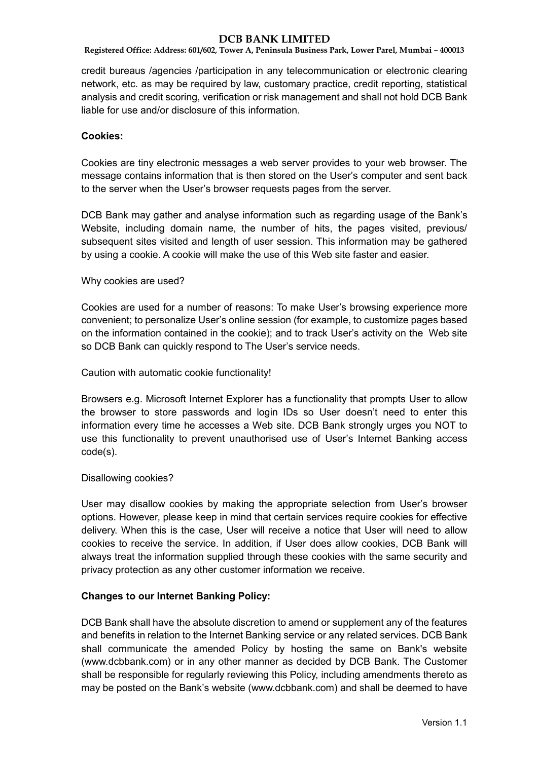credit bureaus /agencies /participation in any telecommunication or electronic clearing network, etc. as may be required by law, customary practice, credit reporting, statistical analysis and credit scoring, verification or risk management and shall not hold DCB Bank liable for use and/or disclosure of this information.

**Cookies:**

Cookies are tiny electronic messages a web server provides to your web browser. The message contains information that is then stored on the User's computer and sent back to the server when the User's browser requests pages from the server.

DCB Bank may gather and analyse information such as regarding usage of the Bank's Website, including domain name, the number of hits, the pages visited, previous/ subsequent sites visited and length of user session. This information may be gathered by using a cookie. A cookie will make the use of this Web site faster and easier.

Why cookies are used?

Cookies are used for a number of reasons: To make User's browsing experience more convenient; to personalize User's online session (for example, to customize pages based on the information contained in the cookie); and to track User's activity on the Web site so DCB Bank can quickly respond to The User's service needs.

Caution with automatic cookie functionality!

Browsers e.g. Microsoft Internet Explorer has a functionality that prompts User to allow the browser to store passwords and login IDs so User doesn't need to enter this information every time he accesses a Web site. DCB Bank strongly urges you NOT to use this functionality to prevent unauthorised use of User's Internet Banking access code(s).

Disallowing cookies?

User may disallow cookies by making the appropriate selection from User's browser options. However, please keep in mind that certain services require cookies for effective delivery. When this is the case, User will receive a notice that User will need to allow cookies to receive the service. In addition, if User does allow cookies, DCB Bank will always treat the information supplied through these cookies with the same security and privacy protection as any other customer information we receive.

**Changes to our Internet Banking Policy:**

DCB Bank shall have the absolute discretion to amend or supplement any of the features and benefits in relation to the Internet Banking service or any related services. DCB Bank shall communicate the amended Policy by hosting the same on Bank's website (www.dcbbank.com) or in any other manner as decided by DCB Bank. The Customer shall be responsible for regularly reviewing this Policy, including amendments thereto as may be posted on the Bank's website (www.dcbbank.com) and shall be deemed to have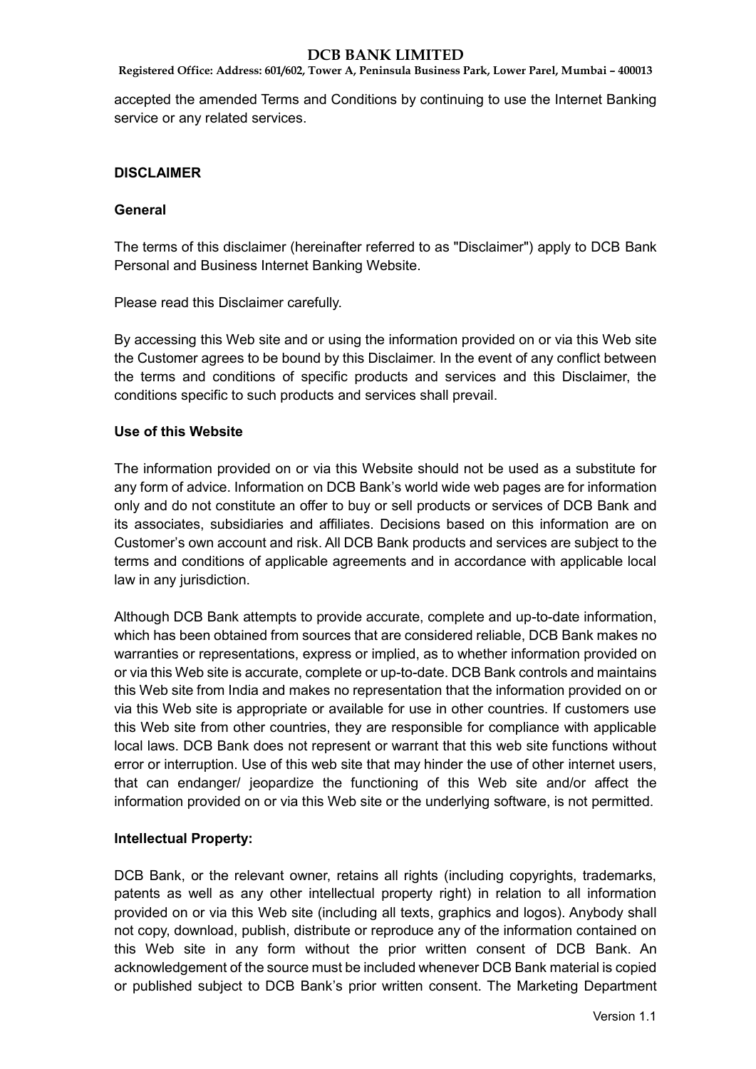accepted the amended Terms and Conditions by continuing to use the Internet Banking service or any related services.

## DISCLAIMER

### General

The terms of this disclaimer (hereinafter referred to as "Disclaimer") apply to DCB Bank Personal and Business Internet Banking Website.

Please read this Disclaimer carefully.

By accessing this Web site and or using the information provided on or via this Web site the Customer agrees to be bound by this Disclaimer. In the event of any conflict between the terms and conditions of specific products and services and this Disclaimer, the conditions specific to such products and services shall prevail.

### Use of this Website

The information provided on or via this Website should not be used as a substitute for any form of advice. Information on DCB Bank's world wide web pages are for information only and do not constitute an offer to buy or sell products or services of DCB Bank and its associates, subsidiaries and affiliates. Decisions based on this information are on Customer's own account and risk. All DCB Bank products and services are subject to the terms and conditions of applicable agreements and in accordance with applicable local law in any jurisdiction.

Although DCB Bank attempts to provide accurate, complete and up-to-date information, which has been obtained from sources that are considered reliable, DCB Bank makes no warranties or representations, express or implied, as to whether information provided on or via this Web site is accurate, complete or up-to-date. DCB Bank controls and maintains this Web site from India and makes no representation that the information provided on or via this Web site is appropriate or available for use in other countries. If customers use this Web site from other countries, they are responsible for compliance with applicable local laws. DCB Bank does not represent or warrant that this web site functions without error or interruption. Use of this web site that may hinder the use of other internet users, that can endanger/ jeopardize the functioning of this Web site and/or affect the information provided on or via this Web site or the underlying software, is not permitted.

### Intellectual Property:

DCB Bank, or the relevant owner, retains all rights (including copyrights, trademarks, patents as well as any other intellectual property right) in relation to all information provided on or via this Web site (including all texts, graphics and logos). Anybody shall not copy, download, publish, distribute or reproduce any of the information contained on this Web site in any form without the prior written consent of DCB Bank. An acknowledgement of the source must be included whenever DCB Bank material is copied or published subject to DCB Bank's prior written consent. The Marketing Department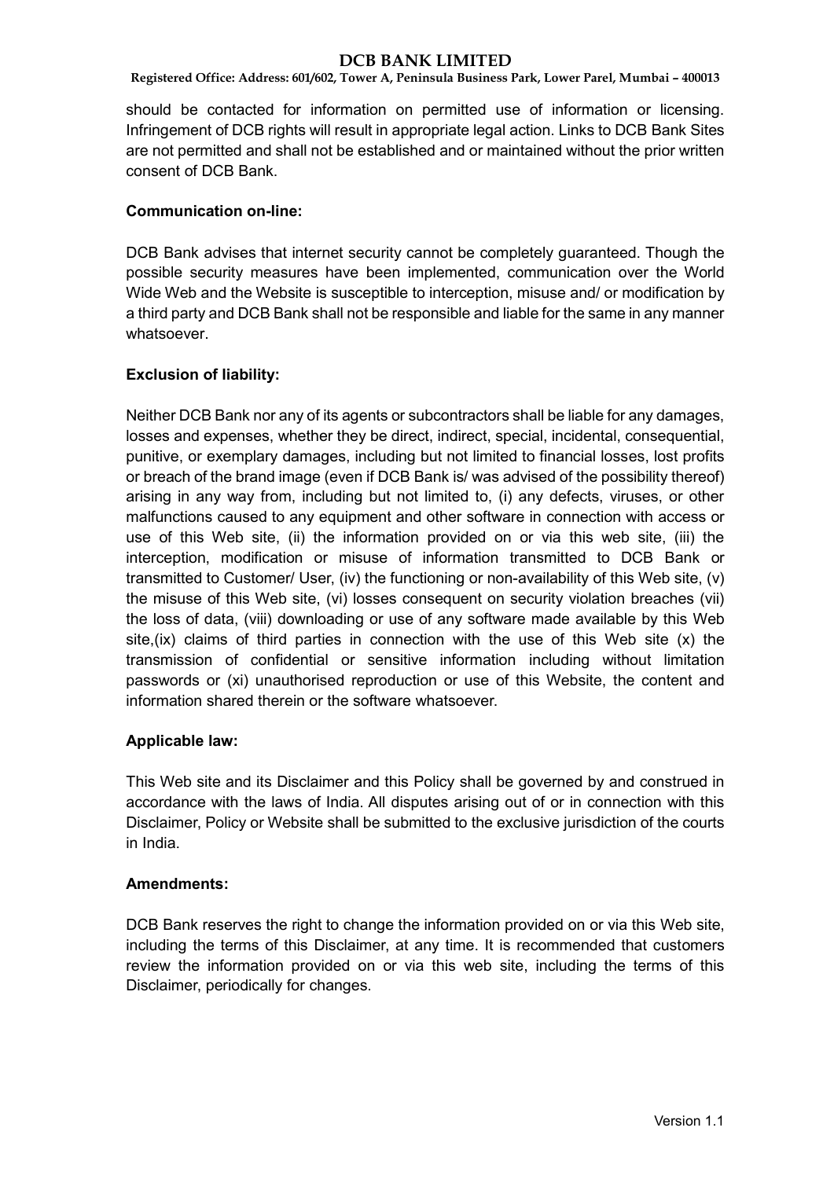should be contacted for information on permitted use of information or licensing. Infringement of DCB rights will result in appropriate legal action. Links to DCB Bank Sites are not permitted and shall not be established and or maintained without the prior written consent of DCB Bank.

**Communication on-line:**

DCB Bank advises that internet security cannot be completely guaranteed. Though the possible security measures have been implemented, communication over the World Wide Web and the Website is susceptible to interception, misuse and/ or modification by a third party and DCB Bank shall not be responsible and liable for the same in any manner whatsoever.

**Exclusion of liability:**

Neither DCB Bank nor any of its agents or subcontractors shall be liable for any damages, losses and expenses, whether they be direct, indirect, special, incidental, consequential, punitive, or exemplary damages, including but not limited to financial losses, lost profits or breach of the brand image (even if DCB Bank is/ was advised of the possibility thereof) arising in any way from, including but not limited to, (i) any defects, viruses, or other malfunctions caused to any equipment and other software in connection with access or use of this Web site, (ii) the information provided on or via this web site, (iii) the interception, modification or misuse of information transmitted to DCB Bank or transmitted to Customer/ User, (iv) the functioning or non-availability of this Web site, (v) the misuse of this Web site, (vi) losses consequent on security violation breaches (vii) the loss of data, (viii) downloading or use of any software made available by this Web site,(ix) claims of third parties in connection with the use of this Web site (x) the transmission of confidential or sensitive information including without limitation passwords or (xi) unauthorised reproduction or use of this Website, the content and information shared therein or the software whatsoever.

**Applicable law:**

This Web site and its Disclaimer and this Policy shall be governed by and construed in accordance with the laws of India. All disputes arising out of or in connection with this Disclaimer, Policy or Website shall be submitted to the exclusive jurisdiction of the courts in India.

**Amendments:**

DCB Bank reserves the right to change the information provided on or via this Web site, including the terms of this Disclaimer, at any time. It is recommended that customers review the information provided on or via this web site, including the terms of this Disclaimer, periodically for changes.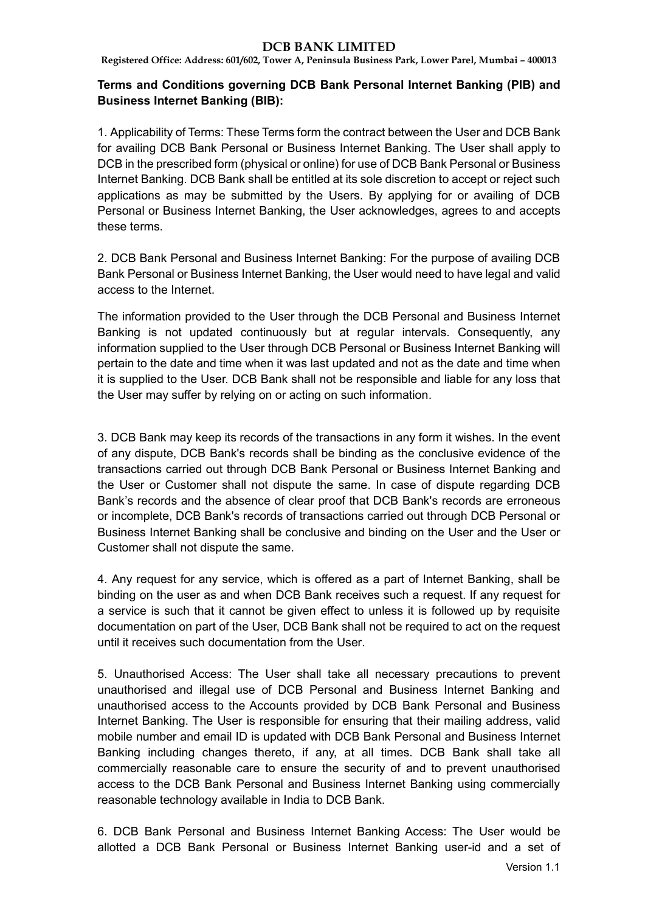**Terms and Conditions governing DCB Bank Personal Internet Banking (PIB) and Business Internet Banking (BIB):**

1. Applicability of Terms: These Terms form the contract between the User and DCB Bank for availing DCB Bank Personal or Business Internet Banking. The User shall apply to DCB in the prescribed form (physical or online) for use of DCB Bank Personal or Business Internet Banking. DCB Bank shall be entitled at its sole discretion to accept or reject such applications as may be submitted by the Users. By applying for or availing of DCB Personal or Business Internet Banking, the User acknowledges, agrees to and accepts these terms.

2. DCB Bank Personal and Business Internet Banking: For the purpose of availing DCB Bank Personal or Business Internet Banking, the User would need to have legal and valid access to the Internet.

The information provided to the User through the DCB Personal and Business Internet Banking is not updated continuously but at regular intervals. Consequently, any information supplied to the User through DCB Personal or Business Internet Banking will pertain to the date and time when it was last updated and not as the date and time when it is supplied to the User. DCB Bank shall not be responsible and liable for any loss that the User may suffer by relying on or acting on such information.

3. DCB Bank may keep its records of the transactions in any form it wishes. In the event of any dispute, DCB Bank's records shall be binding as the conclusive evidence of the transactions carried out through DCB Bank Personal or Business Internet Banking and the User or Customer shall not dispute the same. In case of dispute regarding DCB Bank's records and the absence of clear proof that DCB Bank's records are erroneous or incomplete, DCB Bank's records of transactions carried out through DCB Personal or Business Internet Banking shall be conclusive and binding on the User and the User or Customer shall not dispute the same.

4. Any request for any service, which is offered as a part of Internet Banking, shall be binding on the user as and when DCB Bank receives such a request. If any request for a service is such that it cannot be given effect to unless it is followed up by requisite documentation on part of the User, DCB Bank shall not be required to act on the request until it receives such documentation from the User.

5. Unauthorised Access: The User shall take all necessary precautions to prevent unauthorised and illegal use of DCB Personal and Business Internet Banking and unauthorised access to the Accounts provided by DCB Bank Personal and Business Internet Banking. The User is responsible for ensuring that their mailing address, valid mobile number and email ID is updated with DCB Bank Personal and Business Internet Banking including changes thereto, if any, at all times. DCB Bank shall take all commercially reasonable care to ensure the security of and to prevent unauthorised access to the DCB Bank Personal and Business Internet Banking using commercially reasonable technology available in India to DCB Bank.

6. DCB Bank Personal and Business Internet Banking Access: The User would be allotted a DCB Bank Personal or Business Internet Banking user-id and a set of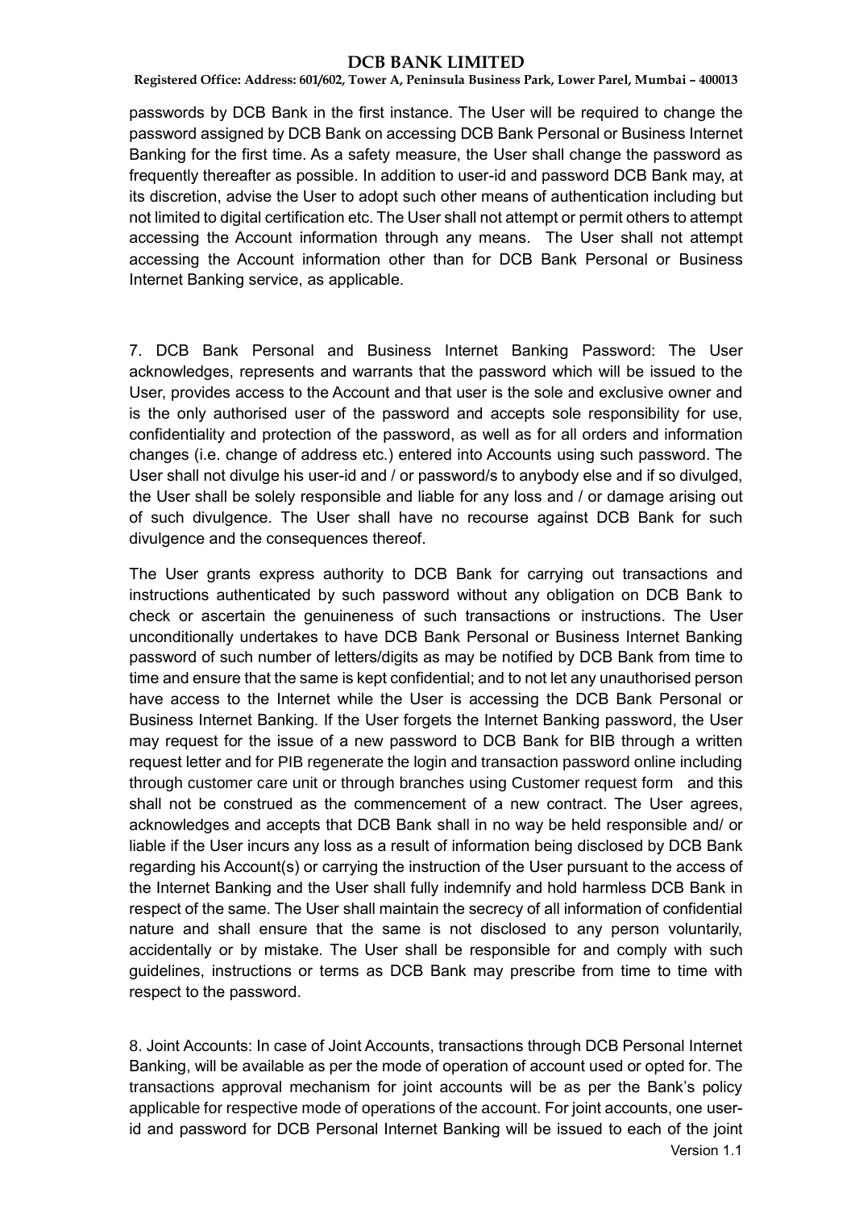passwords by DCB Bank in the first instance. The User will be required to change the password assigned by DCB Bank on accessing DCB Bank Personal or Business Internet Banking for the first time. As a safety measure, the User shall change the password as frequently thereafter as possible. In addition to user-id and password DCB Bank may, at its discretion, advise the User to adopt such other means of authentication including but not limited to digital certification etc. The User shall not attempt or permit others to attempt accessing the Account information through any means. The User shall not attempt accessing the Account information other than for DCB Bank Personal or Business Internet Banking service, as applicable.

7. DCB Bank Personal and Business Internet Banking Password: The User acknowledges, represents and warrants that the password which will be issued to the User, provides access to the Account and that user is the sole and exclusive owner and is the only authorised user of the password and accepts sole responsibility for use, confidentiality and protection of the password, as well as for all orders and information changes (i.e. change of address etc.) entered into Accounts using such password. The User shall not divulge his user-id and / or password/s to anybody else and if so divulged, the User shall be solely responsible and liable for any loss and / or damage arising out of such divulgence. The User shall have no recourse against DCB Bank for such divulgence and the consequences thereof.

The User grants express authority to DCB Bank for carrying out transactions and instructions authenticated by such password without any obligation on DCB Bank to check or ascertain the genuineness of such transactions or instructions. The User unconditionally undertakes to have DCB Bank Personal or Business Internet Banking password of such number of letters/digits as may be notified by DCB Bank from time to time and ensure that the same is kept confidential; and to not let any unauthorised person have access to the Internet while the User is accessing the DCB Bank Personal or Business Internet Banking. If the User forgets the Internet Banking password, the User may request for the issue of a new password to DCB Bank for BIB through a written request letter and for PIB regenerate the login and transaction password online including through customer care unit or through branches using Customer request form and this shall not be construed as the commencement of a new contract. The User agrees, acknowledges and accepts that DCB Bank shall in no way be held responsible and/ or liable if the User incurs any loss as a result of information being disclosed by DCB Bank regarding his Account(s) or carrying the instruction of the User pursuant to the access of the Internet Banking and the User shall fully indemnify and hold harmless DCB Bank in respect of the same. The User shall maintain the secrecy of all information of confidential nature and shall ensure that the same is not disclosed to any person voluntarily, accidentally or by mistake. The User shall be responsible for and comply with such guidelines, instructions or terms as DCB Bank may prescribe from time to time with respect to the password.

8. Joint Accounts: In case of Joint Accounts, transactions through DCB Personal Internet Banking, will be available as per the mode of operation of account used or opted for. The transactions approval mechanism for joint accounts will be as per the Bank's policy applicable for respective mode of operations of the account. For joint accounts, one user-id and password for DCB Personal Internet Banking will be issued to each of the joint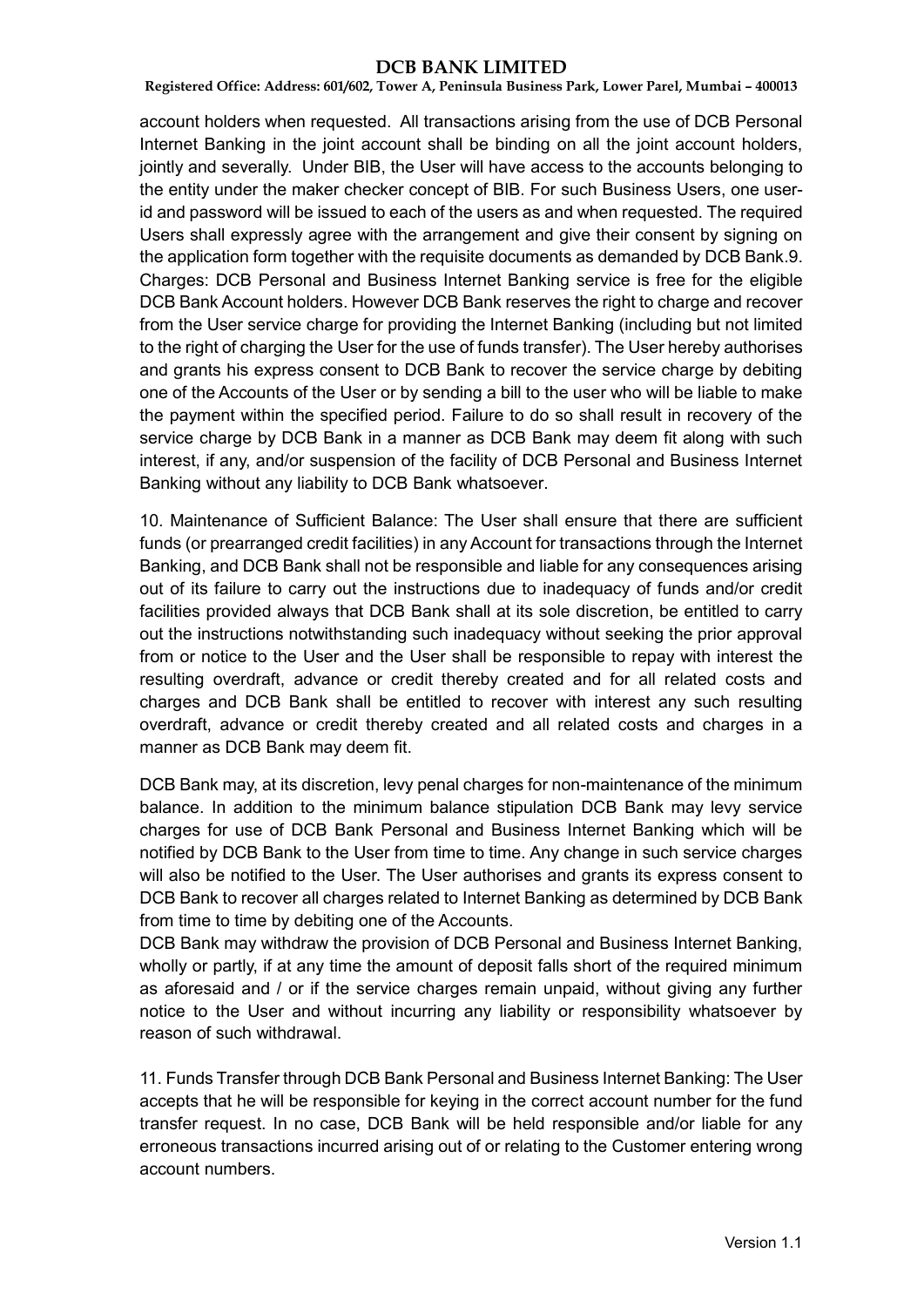account holders when requested. All transactions arising from the use of DCB Personal Internet Banking in the joint account shall be binding on all the joint account holders, jointly and severally. Under BIB, the User will have access to the accounts belonging to the entity under the maker checker concept of BIB. For such Business Users, one user-id and password will be issued to each of the users as and when requested. The required Users shall expressly agree with the arrangement and give their consent by signing on the application form together with the requisite documents as demanded by DCB Bank.9. Charges: DCB Personal and Business Internet Banking service is free for the eligible DCB Bank Account holders. However DCB Bank reserves the right to charge and recover from the User service charge for providing the Internet Banking (including but not limited to the right of charging the User for the use of funds transfer). The User hereby authorises and grants his express consent to DCB Bank to recover the service charge by debiting one of the Accounts of the User or by sending a bill to the user who will be liable to make the payment within the specified period. Failure to do so shall result in recovery of the service charge by DCB Bank in a manner as DCB Bank may deem fit along with such interest, if any, and/or suspension of the facility of DCB Personal and Business Internet Banking without any liability to DCB Bank whatsoever.

10. Maintenance of Sufficient Balance: The User shall ensure that there are sufficient funds (or prearranged credit facilities) in any Account for transactions through the Internet Banking, and DCB Bank shall not be responsible and liable for any consequences arising out of its failure to carry out the instructions due to inadequacy of funds and/or credit facilities provided always that DCB Bank shall at its sole discretion, be entitled to carry out the instructions notwithstanding such inadequacy without seeking the prior approval from or notice to the User and the User shall be responsible to repay with interest the resulting overdraft, advance or credit thereby created and for all related costs and charges and DCB Bank shall be entitled to recover with interest any such resulting overdraft, advance or credit thereby created and all related costs and charges in a manner as DCB Bank may deem fit.

DCB Bank may, at its discretion, levy penal charges for non-maintenance of the minimum balance. In addition to the minimum balance stipulation DCB Bank may levy service charges for use of DCB Bank Personal and Business Internet Banking which will be notified by DCB Bank to the User from time to time. Any change in such service charges will also be notified to the User. The User authorises and grants its express consent to DCB Bank to recover all charges related to Internet Banking as determined by DCB Bank from time to time by debiting one of the Accounts.

DCB Bank may withdraw the provision of DCB Personal and Business Internet Banking, wholly or partly, if at any time the amount of deposit falls short of the required minimum as aforesaid and / or if the service charges remain unpaid, without giving any further notice to the User and without incurring any liability or responsibility whatsoever by reason of such withdrawal.

11. Funds Transfer through DCB Bank Personal and Business Internet Banking: The User accepts that he will be responsible for keying in the correct account number for the fund transfer request. In no case, DCB Bank will be held responsible and/or liable for any erroneous transactions incurred arising out of or relating to the Customer entering wrong account numbers.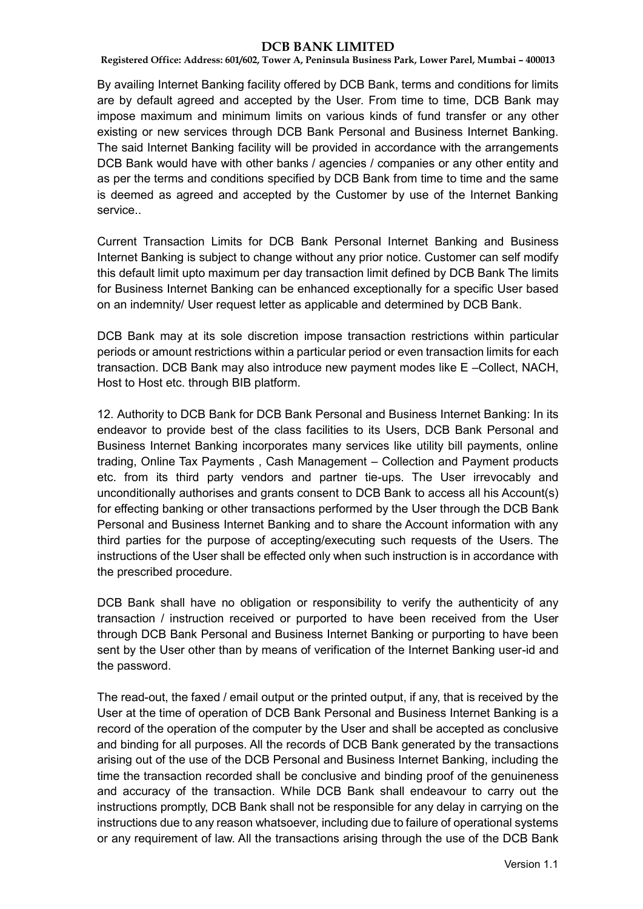By availing Internet Banking facility offered by DCB Bank, terms and conditions for limits are by default agreed and accepted by the User. From time to time, DCB Bank may impose maximum and minimum limits on various kinds of fund transfer or any other existing or new services through DCB Bank Personal and Business Internet Banking. The said Internet Banking facility will be provided in accordance with the arrangements DCB Bank would have with other banks / agencies / companies or any other entity and as per the terms and conditions specified by DCB Bank from time to time and the same is deemed as agreed and accepted by the Customer by use of the Internet Banking service..

Current Transaction Limits for DCB Bank Personal Internet Banking and Business Internet Banking is subject to change without any prior notice. Customer can self modify this default limit upto maximum per day transaction limit defined by DCB Bank The limits for Business Internet Banking can be enhanced exceptionally for a specific User based on an indemnity/ User request letter as applicable and determined by DCB Bank.

DCB Bank may at its sole discretion impose transaction restrictions within particular periods or amount restrictions within a particular period or even transaction limits for each transaction. DCB Bank may also introduce new payment modes like E –Collect, NACH, Host to Host etc. through BIB platform.

12. Authority to DCB Bank for DCB Bank Personal and Business Internet Banking: In its endeavor to provide best of the class facilities to its Users, DCB Bank Personal and Business Internet Banking incorporates many services like utility bill payments, online trading, Online Tax Payments , Cash Management – Collection and Payment products etc. from its third party vendors and partner tie-ups. The User irrevocably and unconditionally authorises and grants consent to DCB Bank to access all his Account(s) for effecting banking or other transactions performed by the User through the DCB Bank Personal and Business Internet Banking and to share the Account information with any third parties for the purpose of accepting/executing such requests of the Users. The instructions of the User shall be effected only when such instruction is in accordance with the prescribed procedure.

DCB Bank shall have no obligation or responsibility to verify the authenticity of any transaction / instruction received or purported to have been received from the User through DCB Bank Personal and Business Internet Banking or purporting to have been sent by the User other than by means of verification of the Internet Banking user-id and the password.

The read-out, the faxed / email output or the printed output, if any, that is received by the User at the time of operation of DCB Bank Personal and Business Internet Banking is a record of the operation of the computer by the User and shall be accepted as conclusive and binding for all purposes. All the records of DCB Bank generated by the transactions arising out of the use of the DCB Personal and Business Internet Banking, including the time the transaction recorded shall be conclusive and binding proof of the genuineness and accuracy of the transaction. While DCB Bank shall endeavour to carry out the instructions promptly, DCB Bank shall not be responsible for any delay in carrying on the instructions due to any reason whatsoever, including due to failure of operational systems or any requirement of law. All the transactions arising through the use of the DCB Bank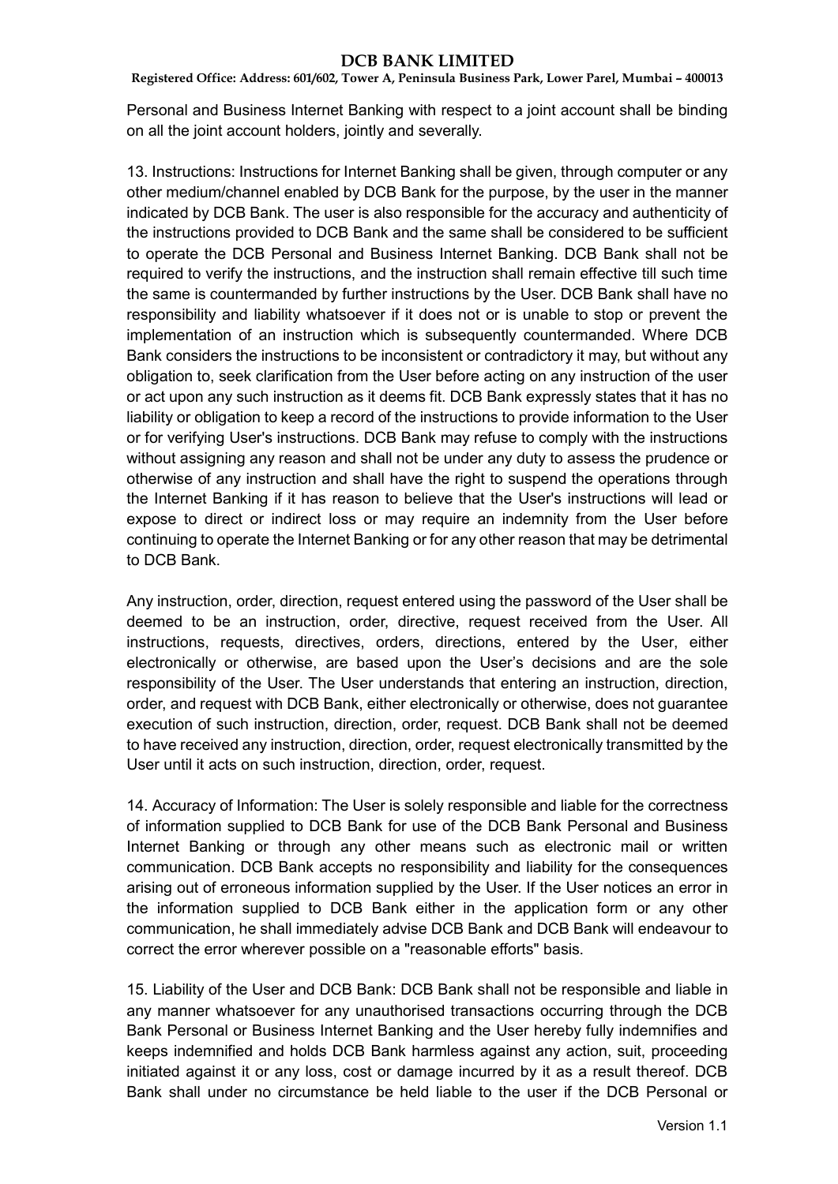Personal and Business Internet Banking with respect to a joint account shall be binding on all the joint account holders, jointly and severally.

13. Instructions: Instructions for Internet Banking shall be given, through computer or any other medium/channel enabled by DCB Bank for the purpose, by the user in the manner indicated by DCB Bank. The user is also responsible for the accuracy and authenticity of the instructions provided to DCB Bank and the same shall be considered to be sufficient to operate the DCB Personal and Business Internet Banking. DCB Bank shall not be required to verify the instructions, and the instruction shall remain effective till such time the same is countermanded by further instructions by the User. DCB Bank shall have no responsibility and liability whatsoever if it does not or is unable to stop or prevent the implementation of an instruction which is subsequently countermanded. Where DCB Bank considers the instructions to be inconsistent or contradictory it may, but without any obligation to, seek clarification from the User before acting on any instruction of the user or act upon any such instruction as it deems fit. DCB Bank expressly states that it has no liability or obligation to keep a record of the instructions to provide information to the User or for verifying User's instructions. DCB Bank may refuse to comply with the instructions without assigning any reason and shall not be under any duty to assess the prudence or otherwise of any instruction and shall have the right to suspend the operations through the Internet Banking if it has reason to believe that the User's instructions will lead or expose to direct or indirect loss or may require an indemnity from the User before continuing to operate the Internet Banking or for any other reason that may be detrimental to DCB Bank.

Any instruction, order, direction, request entered using the password of the User shall be deemed to be an instruction, order, directive, request received from the User. All instructions, requests, directives, orders, directions, entered by the User, either electronically or otherwise, are based upon the User's decisions and are the sole responsibility of the User. The User understands that entering an instruction, direction, order, and request with DCB Bank, either electronically or otherwise, does not guarantee execution of such instruction, direction, order, request. DCB Bank shall not be deemed to have received any instruction, direction, order, request electronically transmitted by the User until it acts on such instruction, direction, order, request.

14. Accuracy of Information: The User is solely responsible and liable for the correctness of information supplied to DCB Bank for use of the DCB Bank Personal and Business Internet Banking or through any other means such as electronic mail or written communication. DCB Bank accepts no responsibility and liability for the consequences arising out of erroneous information supplied by the User. If the User notices an error in the information supplied to DCB Bank either in the application form or any other communication, he shall immediately advise DCB Bank and DCB Bank will endeavour to correct the error wherever possible on a "reasonable efforts" basis.

15. Liability of the User and DCB Bank: DCB Bank shall not be responsible and liable in any manner whatsoever for any unauthorised transactions occurring through the DCB Bank Personal or Business Internet Banking and the User hereby fully indemnifies and keeps indemnified and holds DCB Bank harmless against any action, suit, proceeding initiated against it or any loss, cost or damage incurred by it as a result thereof. DCB Bank shall under no circumstance be held liable to the user if the DCB Personal or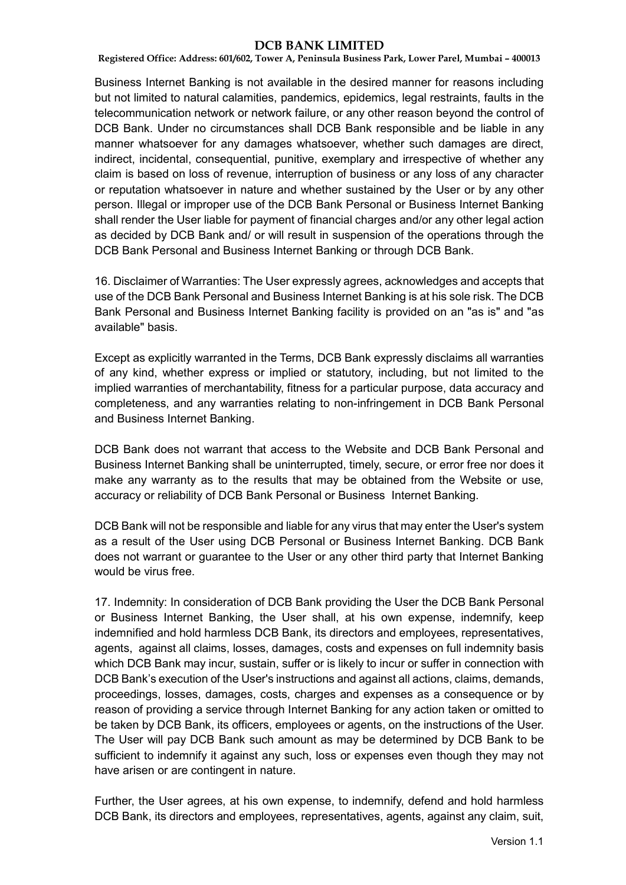Business Internet Banking is not available in the desired manner for reasons including but not limited to natural calamities, pandemics, epidemics, legal restraints, faults in the telecommunication network or network failure, or any other reason beyond the control of DCB Bank. Under no circumstances shall DCB Bank responsible and be liable in any manner whatsoever for any damages whatsoever, whether such damages are direct, indirect, incidental, consequential, punitive, exemplary and irrespective of whether any claim is based on loss of revenue, interruption of business or any loss of any character or reputation whatsoever in nature and whether sustained by the User or by any other person. Illegal or improper use of the DCB Bank Personal or Business Internet Banking shall render the User liable for payment of financial charges and/or any other legal action as decided by DCB Bank and/ or will result in suspension of the operations through the DCB Bank Personal and Business Internet Banking or through DCB Bank.

16. Disclaimer of Warranties: The User expressly agrees, acknowledges and accepts that use of the DCB Bank Personal and Business Internet Banking is at his sole risk. The DCB Bank Personal and Business Internet Banking facility is provided on an "as is" and "as available" basis.

Except as explicitly warranted in the Terms, DCB Bank expressly disclaims all warranties of any kind, whether express or implied or statutory, including, but not limited to the implied warranties of merchantability, fitness for a particular purpose, data accuracy and completeness, and any warranties relating to non-infringement in DCB Bank Personal and Business Internet Banking.

DCB Bank does not warrant that access to the Website and DCB Bank Personal and Business Internet Banking shall be uninterrupted, timely, secure, or error free nor does it make any warranty as to the results that may be obtained from the Website or use, accuracy or reliability of DCB Bank Personal or Business Internet Banking.

DCB Bank will not be responsible and liable for any virus that may enter the User's system as a result of the User using DCB Personal or Business Internet Banking. DCB Bank does not warrant or guarantee to the User or any other third party that Internet Banking would be virus free.

17. Indemnity: In consideration of DCB Bank providing the User the DCB Bank Personal or Business Internet Banking, the User shall, at his own expense, indemnify, keep indemnified and hold harmless DCB Bank, its directors and employees, representatives, agents, against all claims, losses, damages, costs and expenses on full indemnity basis which DCB Bank may incur, sustain, suffer or is likely to incur or suffer in connection with DCB Bank's execution of the User's instructions and against all actions, claims, demands, proceedings, losses, damages, costs, charges and expenses as a consequence or by reason of providing a service through Internet Banking for any action taken or omitted to be taken by DCB Bank, its officers, employees or agents, on the instructions of the User. The User will pay DCB Bank such amount as may be determined by DCB Bank to be sufficient to indemnify it against any such, loss or expenses even though they may not have arisen or are contingent in nature.

Further, the User agrees, at his own expense, to indemnify, defend and hold harmless DCB Bank, its directors and employees, representatives, agents, against any claim, suit,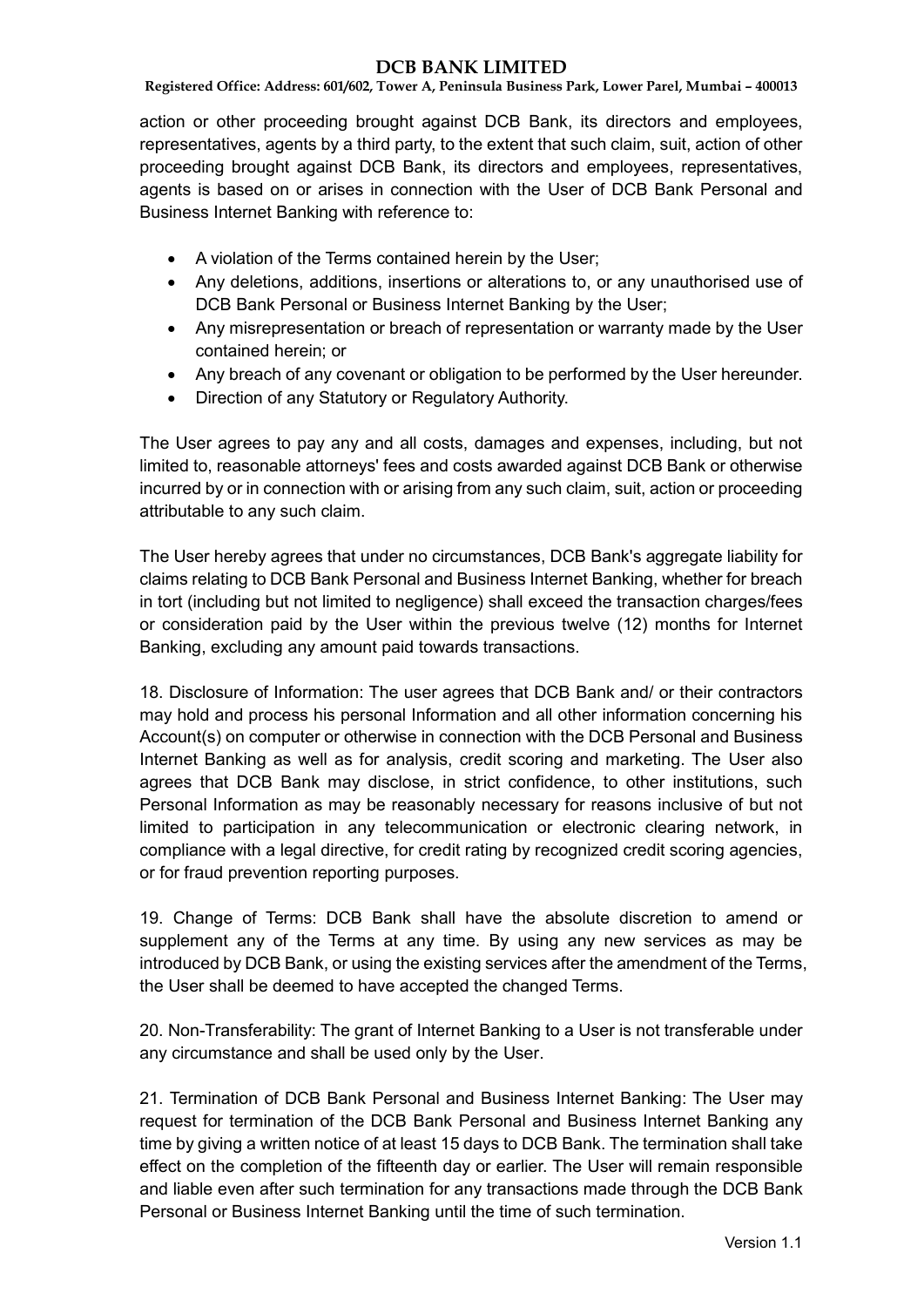action or other proceeding brought against DCB Bank, its directors and employees, representatives, agents by a third party, to the extent that such claim, suit, action of other proceeding brought against DCB Bank, its directors and employees, representatives, agents is based on or arises in connection with the User of DCB Bank Personal and Business Internet Banking with reference to:

- A violation of the Terms contained herein by the User;
- Any deletions, additions, insertions or alterations to, or any unauthorised use of DCB Bank Personal or Business Internet Banking by the User;
- Any misrepresentation or breach of representation or warranty made by the User contained herein; or
- Any breach of any covenant or obligation to be performed by the User hereunder.
- Direction of any Statutory or Regulatory Authority.

The User agrees to pay any and all costs, damages and expenses, including, but not limited to, reasonable attorneys' fees and costs awarded against DCB Bank or otherwise incurred by or in connection with or arising from any such claim, suit, action or proceeding attributable to any such claim.

The User hereby agrees that under no circumstances, DCB Bank's aggregate liability for claims relating to DCB Bank Personal and Business Internet Banking, whether for breach in tort (including but not limited to negligence) shall exceed the transaction charges/fees or consideration paid by the User within the previous twelve (12) months for Internet Banking, excluding any amount paid towards transactions.

18. Disclosure of Information: The user agrees that DCB Bank and/ or their contractors may hold and process his personal Information and all other information concerning his Account(s) on computer or otherwise in connection with the DCB Personal and Business Internet Banking as well as for analysis, credit scoring and marketing. The User also agrees that DCB Bank may disclose, in strict confidence, to other institutions, such Personal Information as may be reasonably necessary for reasons inclusive of but not limited to participation in any telecommunication or electronic clearing network, in compliance with a legal directive, for credit rating by recognized credit scoring agencies, or for fraud prevention reporting purposes.

19. Change of Terms: DCB Bank shall have the absolute discretion to amend or supplement any of the Terms at any time. By using any new services as may be introduced by DCB Bank, or using the existing services after the amendment of the Terms, the User shall be deemed to have accepted the changed Terms.

20. Non-Transferability: The grant of Internet Banking to a User is not transferable under any circumstance and shall be used only by the User.

21. Termination of DCB Bank Personal and Business Internet Banking: The User may request for termination of the DCB Bank Personal and Business Internet Banking any time by giving a written notice of at least 15 days to DCB Bank. The termination shall take effect on the completion of the fifteenth day or earlier. The User will remain responsible and liable even after such termination for any transactions made through the DCB Bank Personal or Business Internet Banking until the time of such termination.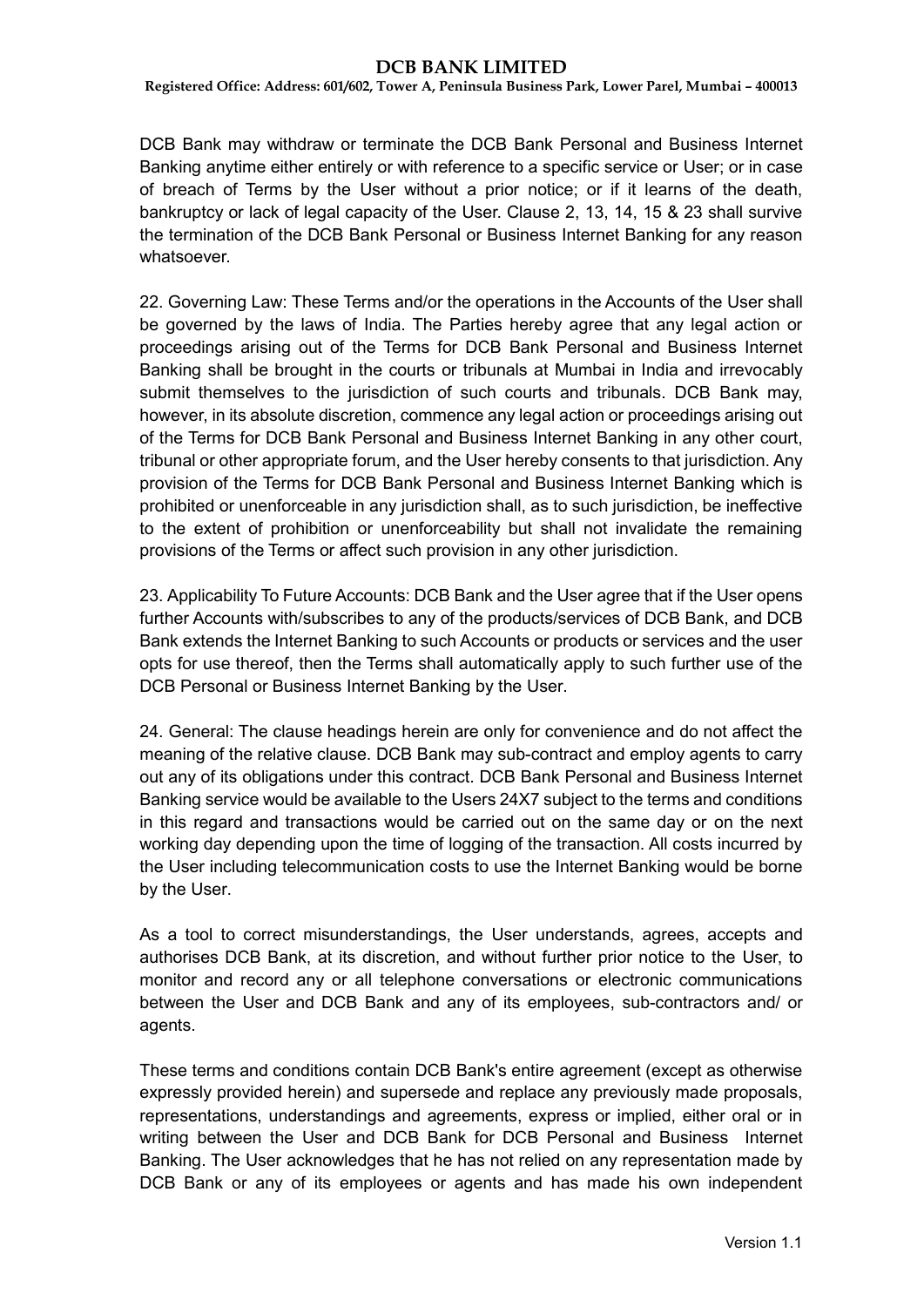DCB Bank may withdraw or terminate the DCB Bank Personal and Business Internet Banking anytime either entirely or with reference to a specific service or User; or in case of breach of Terms by the User without a prior notice; or if it learns of the death, bankruptcy or lack of legal capacity of the User. Clause 2, 13, 14, 15 & 23 shall survive the termination of the DCB Bank Personal or Business Internet Banking for any reason whatsoever.

22. Governing Law: These Terms and/or the operations in the Accounts of the User shall be governed by the laws of India. The Parties hereby agree that any legal action or proceedings arising out of the Terms for DCB Bank Personal and Business Internet Banking shall be brought in the courts or tribunals at Mumbai in India and irrevocably submit themselves to the jurisdiction of such courts and tribunals. DCB Bank may, however, in its absolute discretion, commence any legal action or proceedings arising out of the Terms for DCB Bank Personal and Business Internet Banking in any other court, tribunal or other appropriate forum, and the User hereby consents to that jurisdiction. Any provision of the Terms for DCB Bank Personal and Business Internet Banking which is prohibited or unenforceable in any jurisdiction shall, as to such jurisdiction, be ineffective to the extent of prohibition or unenforceability but shall not invalidate the remaining provisions of the Terms or affect such provision in any other jurisdiction.

23. Applicability To Future Accounts: DCB Bank and the User agree that if the User opens further Accounts with/subscribes to any of the products/services of DCB Bank, and DCB Bank extends the Internet Banking to such Accounts or products or services and the user opts for use thereof, then the Terms shall automatically apply to such further use of the DCB Personal or Business Internet Banking by the User.

24. General: The clause headings herein are only for convenience and do not affect the meaning of the relative clause. DCB Bank may sub-contract and employ agents to carry out any of its obligations under this contract. DCB Bank Personal and Business Internet Banking service would be available to the Users 24X7 subject to the terms and conditions in this regard and transactions would be carried out on the same day or on the next working day depending upon the time of logging of the transaction. All costs incurred by the User including telecommunication costs to use the Internet Banking would be borne by the User.

As a tool to correct misunderstandings, the User understands, agrees, accepts and authorises DCB Bank, at its discretion, and without further prior notice to the User, to monitor and record any or all telephone conversations or electronic communications between the User and DCB Bank and any of its employees, sub-contractors and/ or agents.

These terms and conditions contain DCB Bank's entire agreement (except as otherwise expressly provided herein) and supersede and replace any previously made proposals, representations, understandings and agreements, express or implied, either oral or in writing between the User and DCB Bank for DCB Personal and Business Internet Banking. The User acknowledges that he has not relied on any representation made by DCB Bank or any of its employees or agents and has made his own independent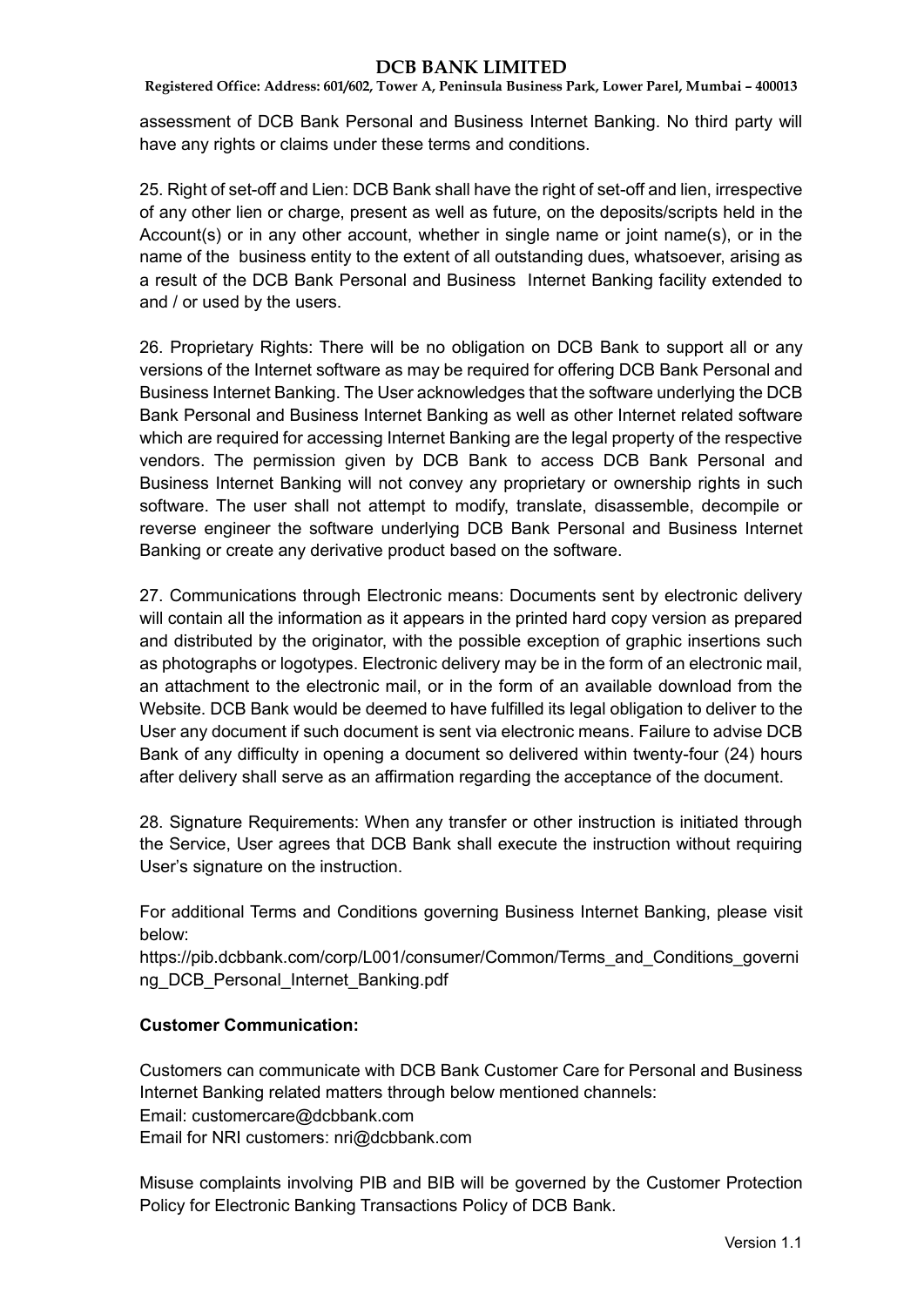assessment of DCB Bank Personal and Business Internet Banking. No third party will have any rights or claims under these terms and conditions.

25. Right of set-off and Lien: DCB Bank shall have the right of set-off and lien, irrespective of any other lien or charge, present as well as future, on the deposits/scripts held in the Account(s) or in any other account, whether in single name or joint name(s), or in the name of the business entity to the extent of all outstanding dues, whatsoever, arising as a result of the DCB Bank Personal and Business Internet Banking facility extended to and / or used by the users.

26. Proprietary Rights: There will be no obligation on DCB Bank to support all or any versions of the Internet software as may be required for offering DCB Bank Personal and Business Internet Banking. The User acknowledges that the software underlying the DCB Bank Personal and Business Internet Banking as well as other Internet related software which are required for accessing Internet Banking are the legal property of the respective vendors. The permission given by DCB Bank to access DCB Bank Personal and Business Internet Banking will not convey any proprietary or ownership rights in such software. The user shall not attempt to modify, translate, disassemble, decompile or reverse engineer the software underlying DCB Bank Personal and Business Internet Banking or create any derivative product based on the software.

27. Communications through Electronic means: Documents sent by electronic delivery will contain all the information as it appears in the printed hard copy version as prepared and distributed by the originator, with the possible exception of graphic insertions such as photographs or logotypes. Electronic delivery may be in the form of an electronic mail, an attachment to the electronic mail, or in the form of an available download from the Website. DCB Bank would be deemed to have fulfilled its legal obligation to deliver to the User any document if such document is sent via electronic means. Failure to advise DCB Bank of any difficulty in opening a document so delivered within twenty-four (24) hours after delivery shall serve as an affirmation regarding the acceptance of the document.

28. Signature Requirements: When any transfer or other instruction is initiated through the Service, User agrees that DCB Bank shall execute the instruction without requiring User's signature on the instruction.

For additional Terms and Conditions governing Business Internet Banking, please visit below:
https://pib.dcbbank.com/corp/L001/consumer/Common/Terms_and_Conditions_governing_DCB_Personal_Internet_Banking.pdf

**Customer Communication:**

Customers can communicate with DCB Bank Customer Care for Personal and Business Internet Banking related matters through below mentioned channels:
Email: customercare@dcbbank.com
Email for NRI customers: nri@dcbbank.com

Misuse complaints involving PIB and BIB will be governed by the Customer Protection Policy for Electronic Banking Transactions Policy of DCB Bank.

Version 1.1